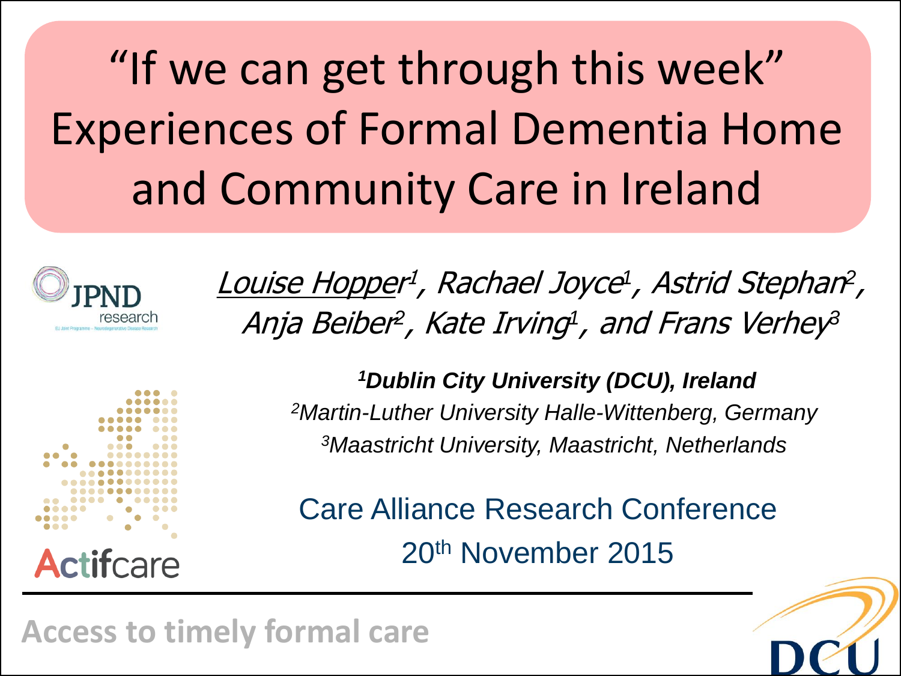# "If we can get through this week" Experiences of Formal Dementia Home and Community Care in Ireland

*Louise Hopper*[1], *Rachael Joyce*[1], *Astrid Stephan*[2], *Anja Beiber*[2], *Kate Irving*[1], *and Frans Verhey*[3]

[1]***Dublin City University (DCU), Ireland***

[2]*Martin-Luther University Halle-Wittenberg, Germany*

[3]*Maastricht University, Maastricht, Netherlands*

Care Alliance Research Conference

20th November 2015

JPND research

Actifcare

**Access to timely formal care**

DCU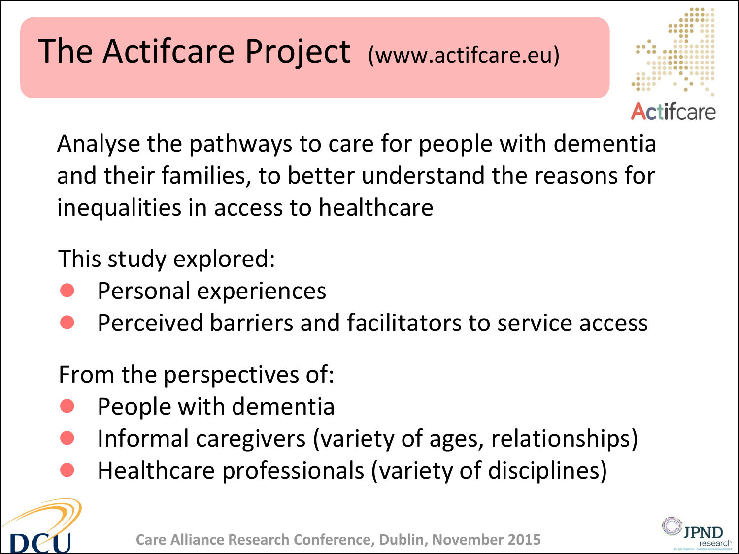# The Actifcare Project (www.actifcare.eu)

Analyse the pathways to care for people with dementia and their families, to better understand the reasons for inequalities in access to healthcare

This study explored:

- Personal experiences
- Perceived barriers and facilitators to service access

From the perspectives of:

- People with dementia
- Informal caregivers (variety of ages, relationships)
- Healthcare professionals (variety of disciplines)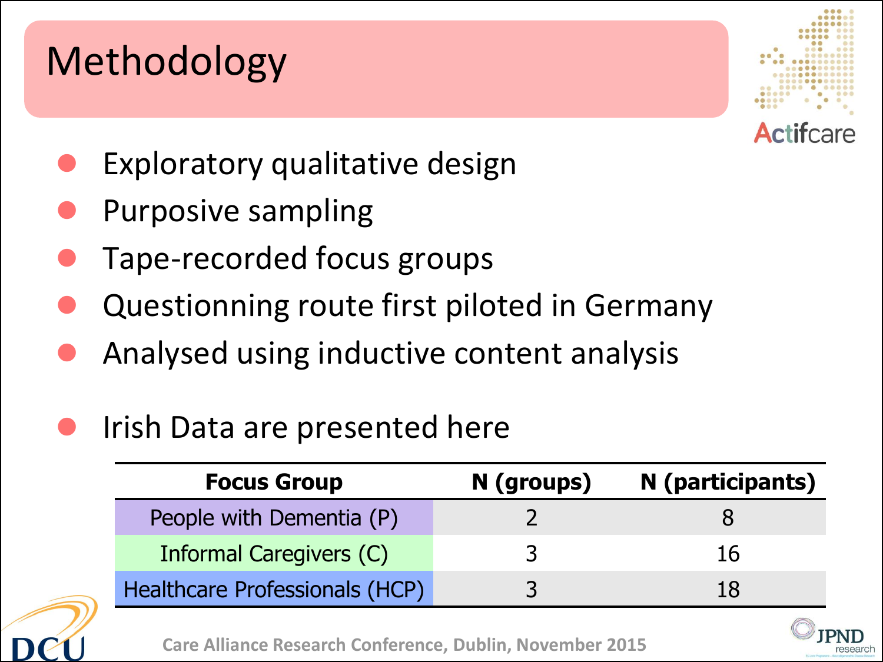# Methodology

- Exploratory qualitative design
- Purposive sampling
- Tape-recorded focus groups
- Questionning route first piloted in Germany
- Analysed using inductive content analysis

- Irish Data are presented here

| Focus Group | N (groups) | N (participants) |
|---|---|---|
| People with Dementia (P) | 2 | 8 |
| Informal Caregivers (C) | 3 | 16 |
| Healthcare Professionals (HCP) | 3 | 18 |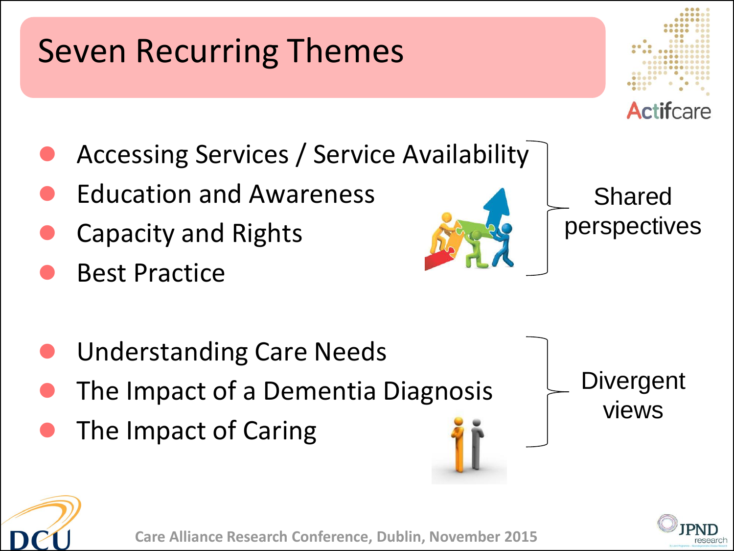# Seven Recurring Themes

**Shared perspectives**

- Accessing Services / Service Availability
- Education and Awareness
- Capacity and Rights
- Best Practice

**Divergent views**

- Understanding Care Needs
- The Impact of a Dementia Diagnosis
- The Impact of Caring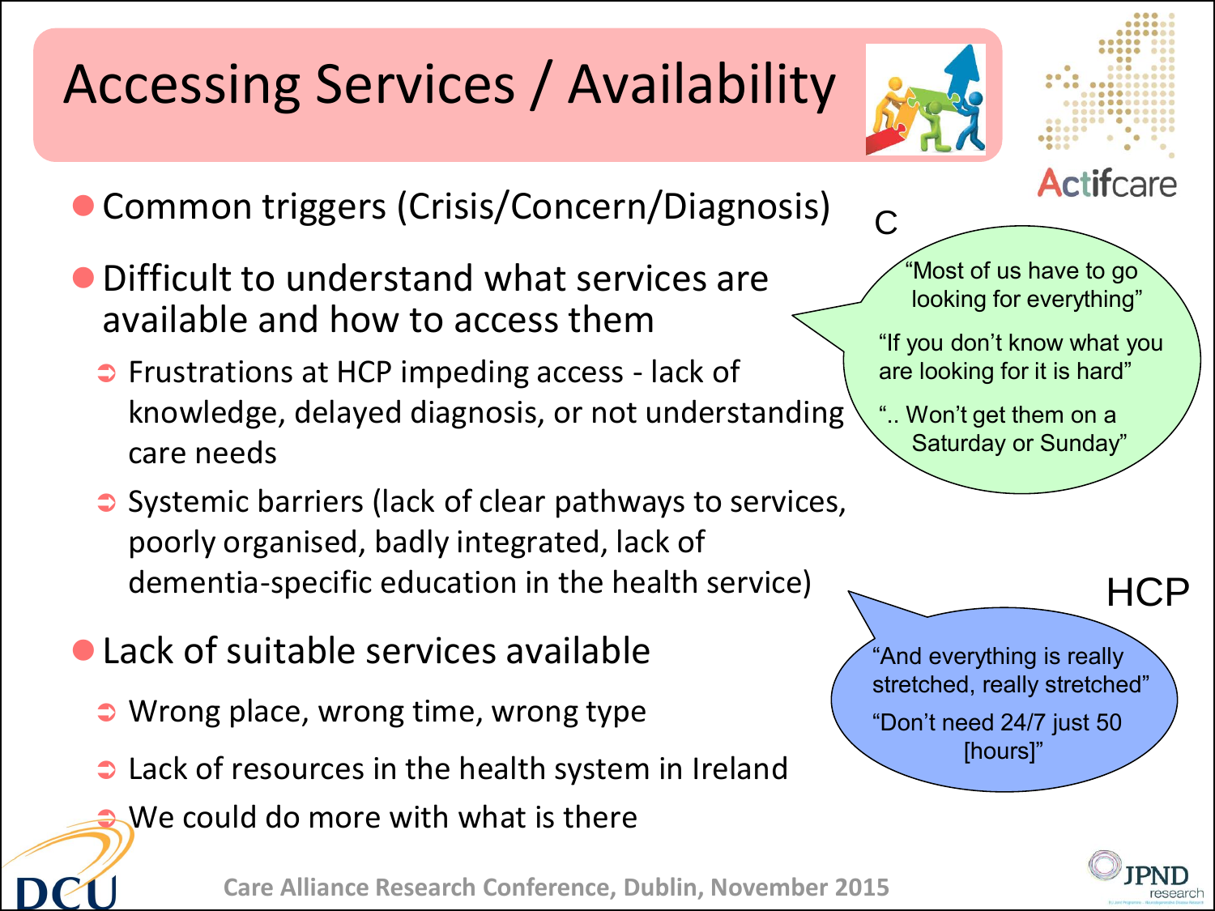# Accessing Services / Availability

- Common triggers (Crisis/Concern/Diagnosis)
- Difficult to understand what services are available and how to access them
  - Frustrations at HCP impeding access - lack of knowledge, delayed diagnosis, or not understanding care needs
  - Systemic barriers (lack of clear pathways to services, poorly organised, badly integrated, lack of dementia-specific education in the health service)
- Lack of suitable services available
  - Wrong place, wrong time, wrong type
  - Lack of resources in the health system in Ireland
  - We could do more with what is there

C

"Most of us have to go looking for everything"

"If you don't know what you are looking for it is hard"

".. Won't get them on a Saturday or Sunday"

HCP

"And everything is really stretched, really stretched"

"Don't need 24/7 just 50 [hours]"

Care Alliance Research Conference, Dublin, November 2015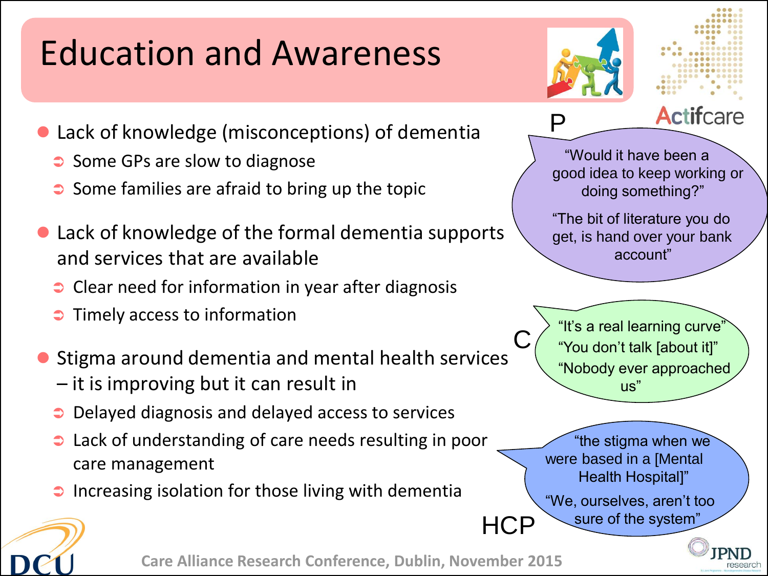# Education and Awareness

- Lack of knowledge (misconceptions) of dementia
  - Some GPs are slow to diagnose
  - Some families are afraid to bring up the topic
- Lack of knowledge of the formal dementia supports and services that are available
  - Clear need for information in year after diagnosis
  - Timely access to information
- Stigma around dementia and mental health services – it is improving but it can result in
  - Delayed diagnosis and delayed access to services
  - Lack of understanding of care needs resulting in poor care management
  - Increasing isolation for those living with dementia

**P**

"Would it have been a good idea to keep working or doing something?"

"The bit of literature you do get, is hand over your bank account"

**C**

"It's a real learning curve"

"You don't talk [about it]"

"Nobody ever approached us"

**HCP**

"the stigma when we were based in a [Mental Health Hospital]"

"We, ourselves, aren't too sure of the system"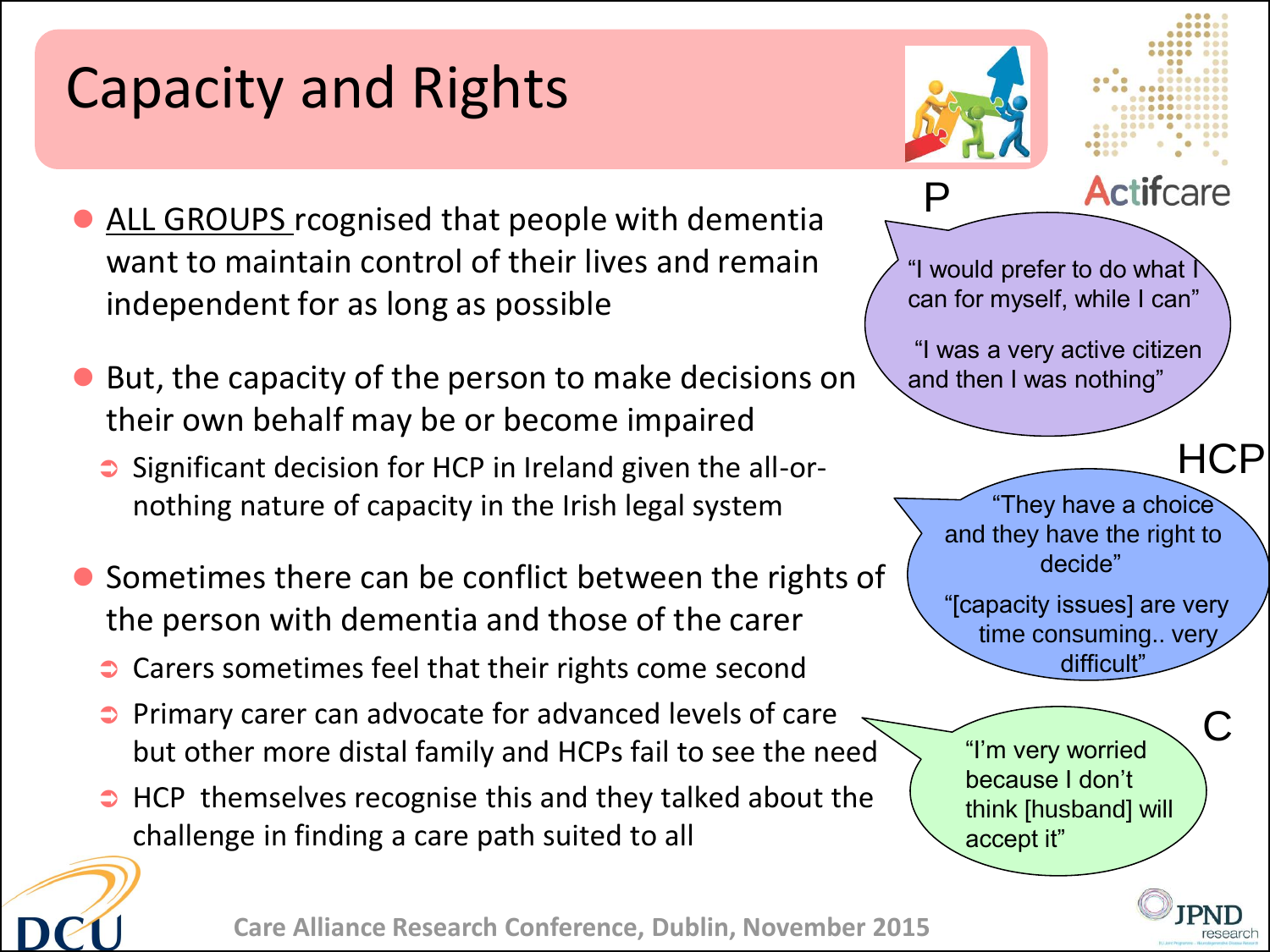# Capacity and Rights

- ALL GROUPS rcognised that people with dementia want to maintain control of their lives and remain independent for as long as possible
- But, the capacity of the person to make decisions on their own behalf may be or become impaired
  - Significant decision for HCP in Ireland given the all-or-nothing nature of capacity in the Irish legal system
- Sometimes there can be conflict between the rights of the person with dementia and those of the carer
  - Carers sometimes feel that their rights come second
  - Primary carer can advocate for advanced levels of care but other more distal family and HCPs fail to see the need
  - HCP themselves recognise this and they talked about the challenge in finding a care path suited to all

**P**

"I would prefer to do what I can for myself, while I can"

"I was a very active citizen and then I was nothing"

**HCP**

"They have a choice and they have the right to decide"

"[capacity issues] are very time consuming.. very difficult"

**C**

"I'm very worried because I don't think [husband] will accept it"

Care Alliance Research Conference, Dublin, November 2015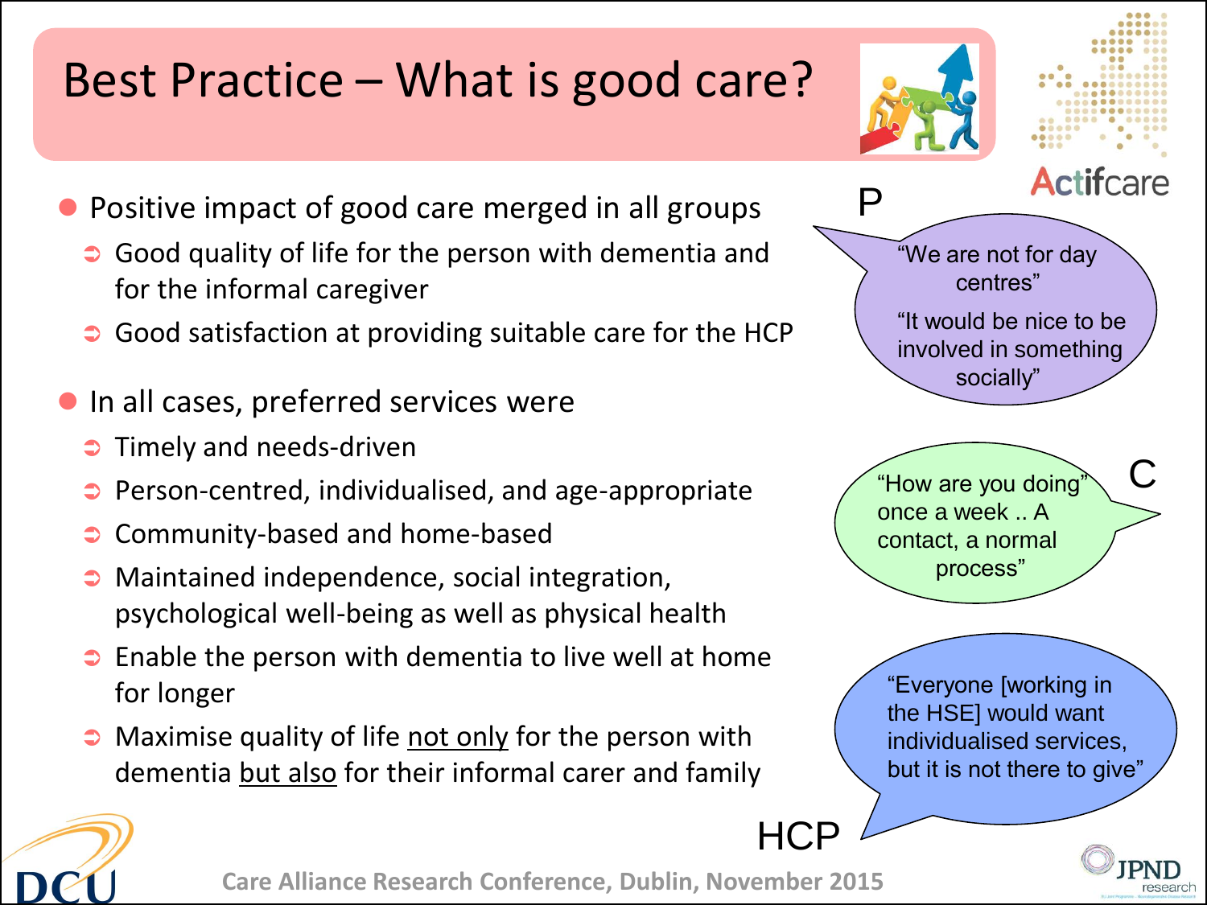# Best Practice – What is good care?

- Positive impact of good care merged in all groups
  - Good quality of life for the person with dementia and for the informal caregiver
  - Good satisfaction at providing suitable care for the HCP
- In all cases, preferred services were
  - Timely and needs-driven
  - Person-centred, individualised, and age-appropriate
  - Community-based and home-based
  - Maintained independence, social integration, psychological well-being as well as physical health
  - Enable the person with dementia to live well at home for longer
  - Maximise quality of life <u>not only</u> for the person with dementia <u>but also</u> for their informal carer and family

P: "We are not for day centres" "It would be nice to be involved in something socially"

C: "How are you doing" once a week .. A contact, a normal process"

HCP: "Everyone [working in the HSE] would want individualised services, but it is not there to give"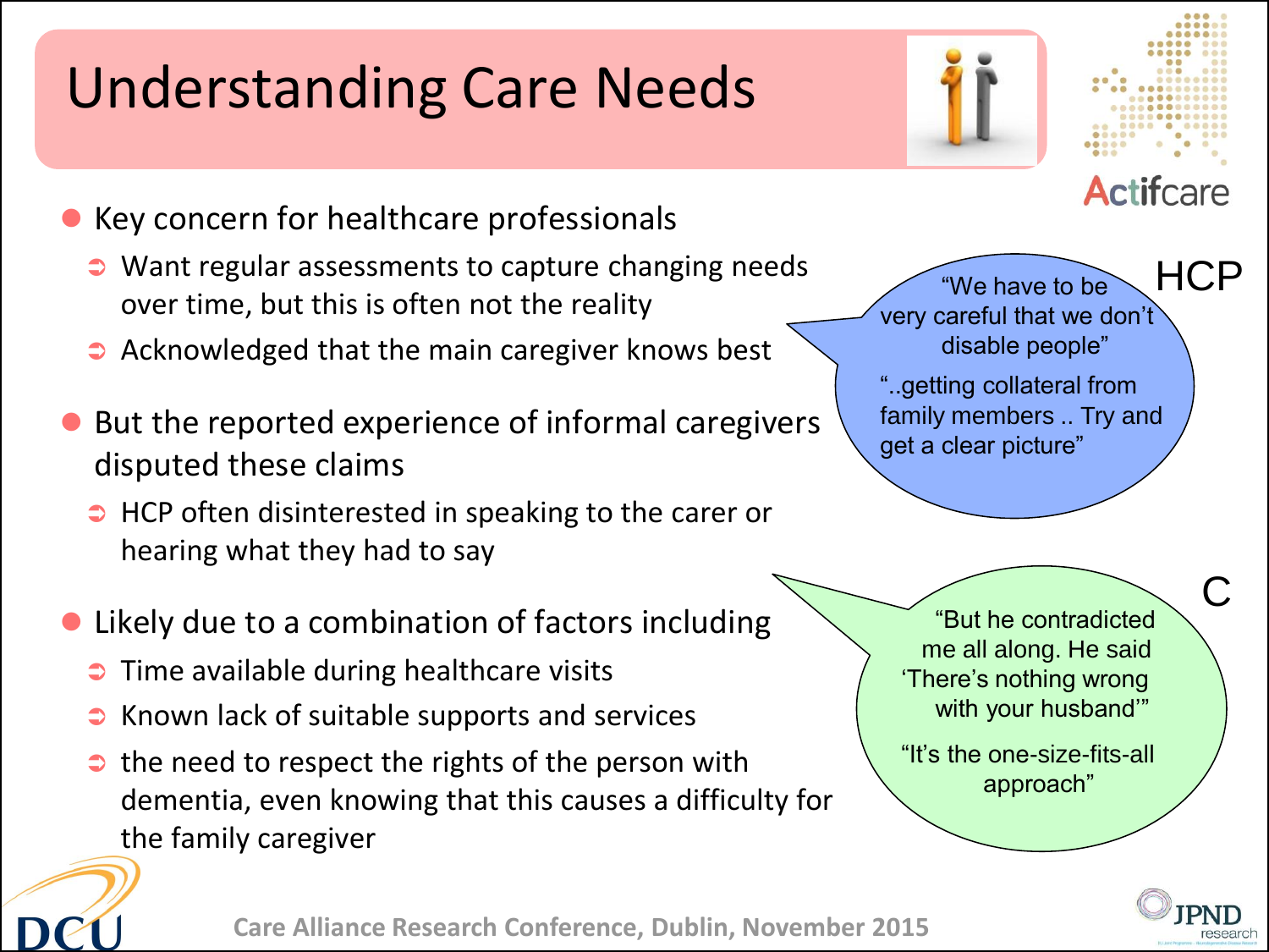# Understanding Care Needs

- Key concern for healthcare professionals
  - Want regular assessments to capture changing needs over time, but this is often not the reality
  - Acknowledged that the main caregiver knows best
- But the reported experience of informal caregivers disputed these claims
  - HCP often disinterested in speaking to the carer or hearing what they had to say
- Likely due to a combination of factors including
  - Time available during healthcare visits
  - Known lack of suitable supports and services
  - the need to respect the rights of the person with dementia, even knowing that this causes a difficulty for the family caregiver

**HCP**

"We have to be very careful that we don't disable people"

"..getting collateral from family members .. Try and get a clear picture"

**C**

"But he contradicted me all along. He said 'There's nothing wrong with your husband'"

"It's the one-size-fits-all approach"

Care Alliance Research Conference, Dublin, November 2015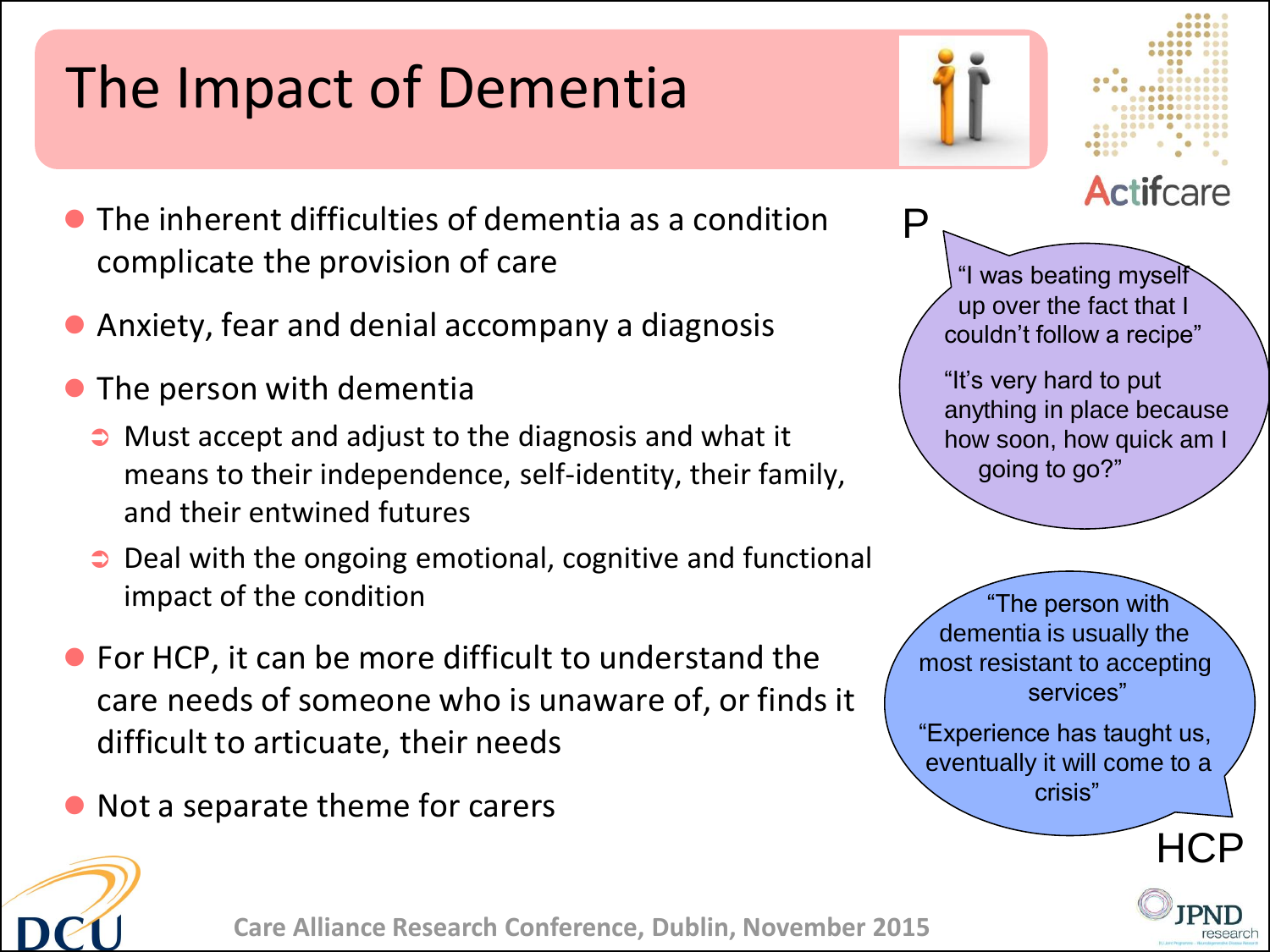# The Impact of Dementia

- The inherent difficulties of dementia as a condition complicate the provision of care
- Anxiety, fear and denial accompany a diagnosis
- The person with dementia
  - Must accept and adjust to the diagnosis and what it means to their independence, self-identity, their family, and their entwined futures
  - Deal with the ongoing emotional, cognitive and functional impact of the condition
- For HCP, it can be more difficult to understand the care needs of someone who is unaware of, or finds it difficult to articuate, their needs
- Not a separate theme for carers

P

"I was beating myself up over the fact that I couldn't follow a recipe"

"It's very hard to put anything in place because how soon, how quick am I going to go?"

"The person with dementia is usually the most resistant to accepting services"

"Experience has taught us, eventually it will come to a crisis"

HCP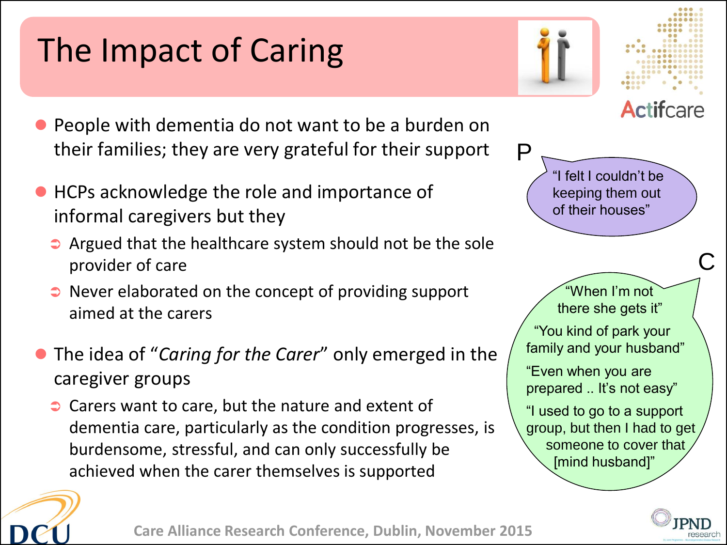# The Impact of Caring

- People with dementia do not want to be a burden on their families; they are very grateful for their support
- HCPs acknowledge the role and importance of informal caregivers but they
  - Argued that the healthcare system should not be the sole provider of care
  - Never elaborated on the concept of providing support aimed at the carers
- The idea of "*Caring for the Carer*" only emerged in the caregiver groups
  - Carers want to care, but the nature and extent of dementia care, particularly as the condition progresses, is burdensome, stressful, and can only successfully be achieved when the carer themselves is supported

P

"I felt I couldn't be keeping them out of their houses"

C

"When I'm not there she gets it"

"You kind of park your family and your husband"

"Even when you are prepared .. It's not easy"

"I used to go to a support group, but then I had to get someone to cover that [mind husband]"

Care Alliance Research Conference, Dublin, November 2015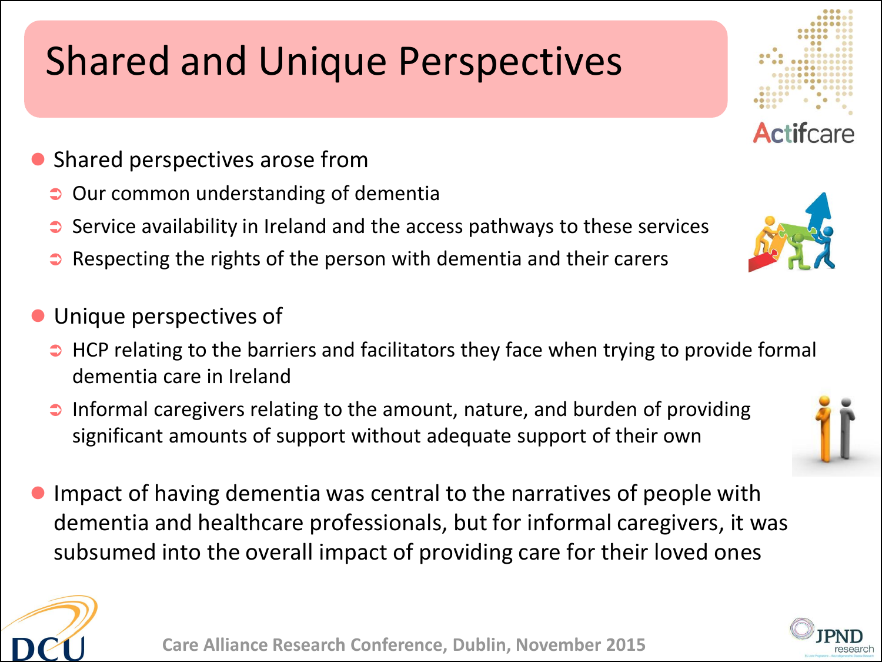# Shared and Unique Perspectives

- Shared perspectives arose from
  - Our common understanding of dementia
  - Service availability in Ireland and the access pathways to these services
  - Respecting the rights of the person with dementia and their carers

- Unique perspectives of
  - HCP relating to the barriers and facilitators they face when trying to provide formal dementia care in Ireland
  - Informal caregivers relating to the amount, nature, and burden of providing significant amounts of support without adequate support of their own

- Impact of having dementia was central to the narratives of people with dementia and healthcare professionals, but for informal caregivers, it was subsumed into the overall impact of providing care for their loved ones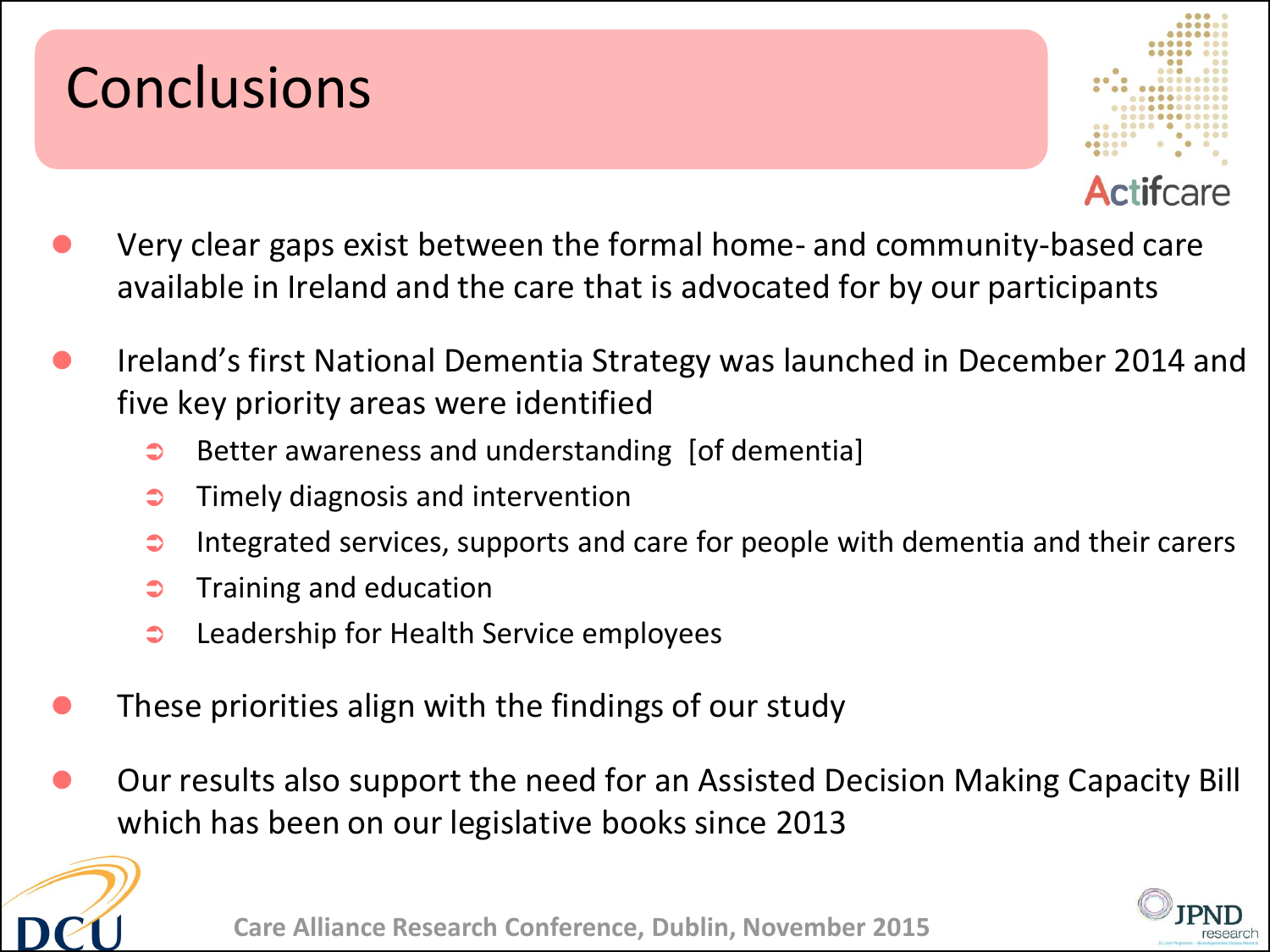# Conclusions

- Very clear gaps exist between the formal home- and community-based care available in Ireland and the care that is advocated for by our participants
- Ireland's first National Dementia Strategy was launched in December 2014 and five key priority areas were identified
  - Better awareness and understanding [of dementia]
  - Timely diagnosis and intervention
  - Integrated services, supports and care for people with dementia and their carers
  - Training and education
  - Leadership for Health Service employees
- These priorities align with the findings of our study
- Our results also support the need for an Assisted Decision Making Capacity Bill which has been on our legislative books since 2013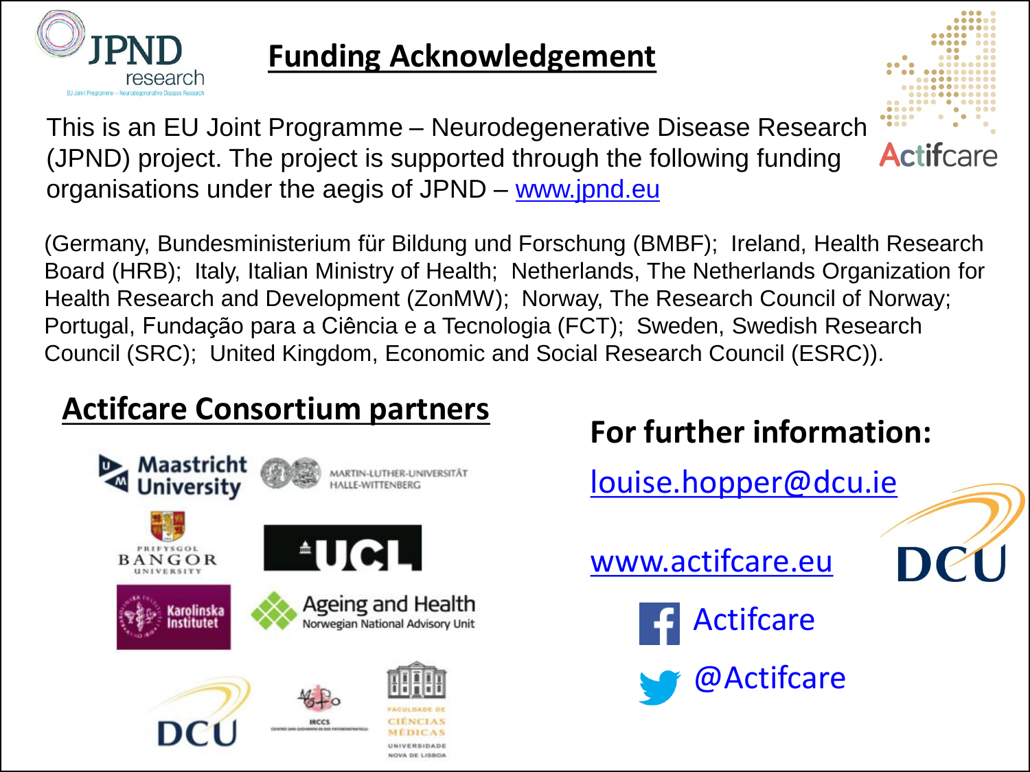## Funding Acknowledgement

This is an EU Joint Programme – Neurodegenerative Disease Research (JPND) project. The project is supported through the following funding organisations under the aegis of JPND – www.jpnd.eu

(Germany, Bundesministerium für Bildung und Forschung (BMBF); Ireland, Health Research Board (HRB); Italy, Italian Ministry of Health; Netherlands, The Netherlands Organization for Health Research and Development (ZonMW); Norway, The Research Council of Norway; Portugal, Fundação para a Ciência e a Tecnologia (FCT); Sweden, Swedish Research Council (SRC); United Kingdom, Economic and Social Research Council (ESRC)).

## Actifcare Consortium partners

Maastricht University

Martin-Luther-Universität Halle-Wittenberg

Prifysgol Bangor University

UCL

Karolinska Institutet

Ageing and Health Norwegian National Advisory Unit

DCU

IRCCS

Faculdade de Ciências Médicas Universidade Nova de Lisboa

## For further information:

louise.hopper@dcu.ie

www.actifcare.eu

Actifcare

@Actifcare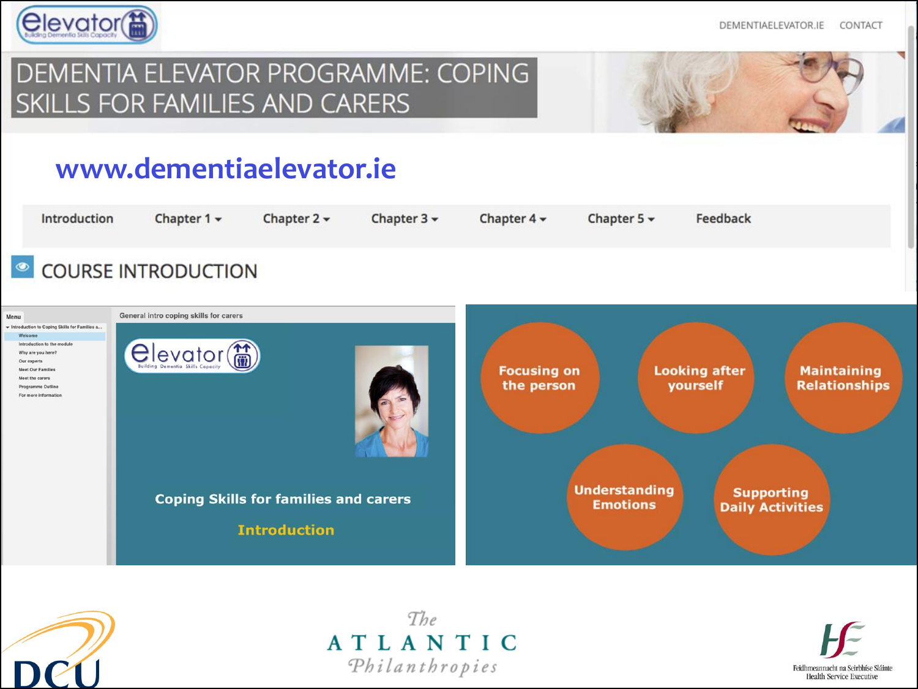Elevator
Building Dementia Skills Capacity

DEMENTIAELEVATOR.IE CONTACT

# DEMENTIA ELEVATOR PROGRAMME: COPING SKILLS FOR FAMILIES AND CARERS

**www.dementiaelevator.ie**

Introduction | Chapter 1 | Chapter 2 | Chapter 3 | Chapter 4 | Chapter 5 | Feedback

## COURSE INTRODUCTION

Menu

- Introduction to Coping Skills for Families a...
  - Welcome
  - Introduction to the module
  - Why are you here?
  - Our experts
  - Meet Our Families
  - Meet the carers
  - Programme Outline
  - For more information

General intro coping skills for carers

Elevator
Building Dementia Skills Capacity

**Coping Skills for families and carers**

**Introduction**

- Focusing on the person
- Looking after yourself
- Maintaining Relationships
- Understanding Emotions
- Supporting Daily Activities

DCU

The ATLANTIC Philanthropies

HSE
Feidhmeannacht na Seirbhíse Sláinte
Health Service Executive